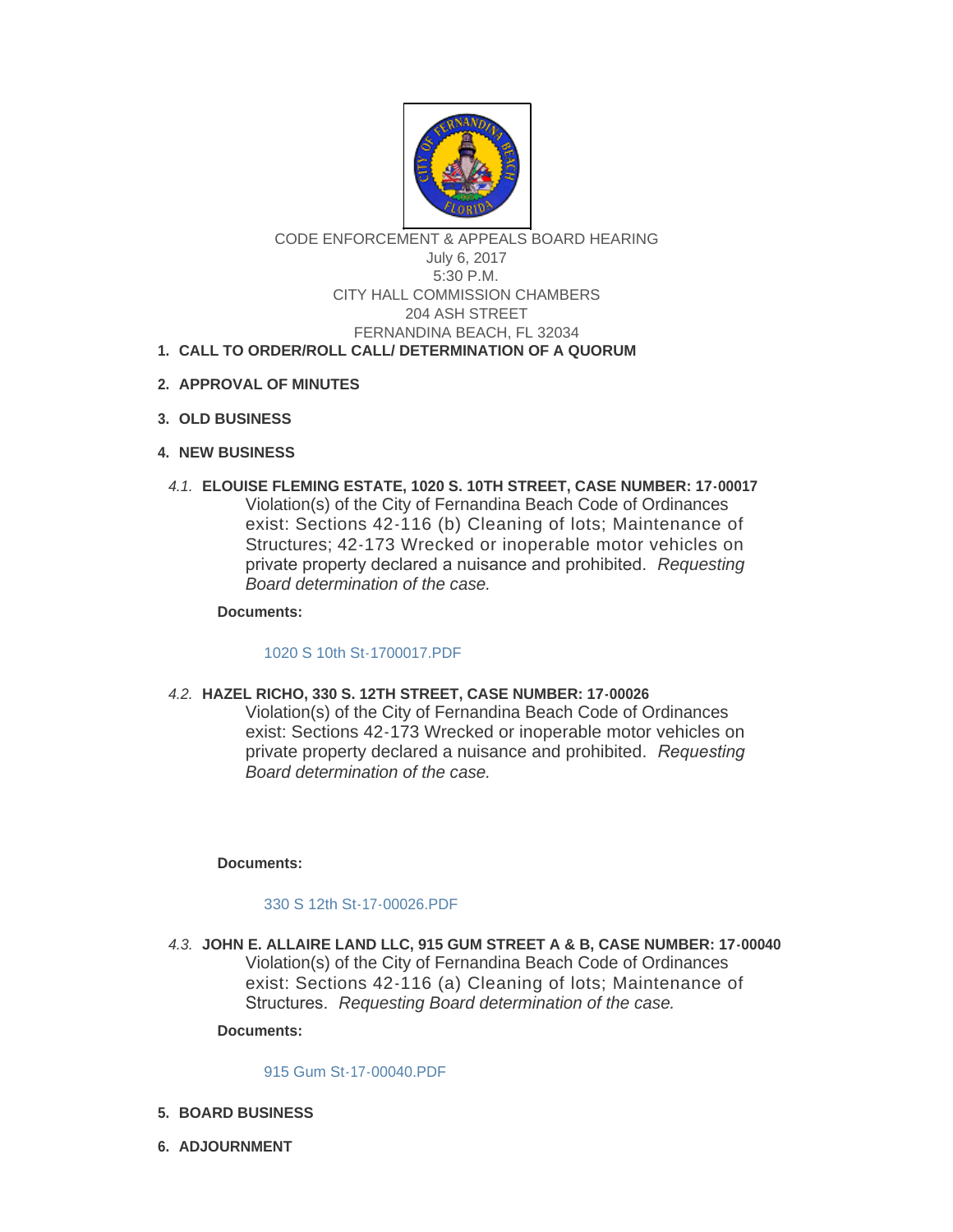CODE ENFORCEMENT & APPEALS BOARD HEARING
July 6, 2017
5:30 P.M.
CITY HALL COMMISSION CHAMBERS
204 ASH STREET
FERNANDINA BEACH, FL 32034

1. **CALL TO ORDER/ROLL CALL/ DETERMINATION OF A QUORUM**

2. **APPROVAL OF MINUTES**

3. **OLD BUSINESS**

4. **NEW BUSINESS**

*4.1.* **ELOUISE FLEMING ESTATE, 1020 S. 10TH STREET, CASE NUMBER: 17-00017**

Violation(s) of the City of Fernandina Beach Code of Ordinances exist: Sections 42-116 (b) Cleaning of lots; Maintenance of Structures; 42-173 Wrecked or inoperable motor vehicles on private property declared a nuisance and prohibited. *Requesting Board determination of the case.*

**Documents:**

1020 S 10th St-1700017.PDF

*4.2.* **HAZEL RICHO, 330 S. 12TH STREET, CASE NUMBER: 17-00026**

Violation(s) of the City of Fernandina Beach Code of Ordinances exist: Sections 42-173 Wrecked or inoperable motor vehicles on private property declared a nuisance and prohibited. *Requesting Board determination of the case.*

**Documents:**

330 S 12th St-17-00026.PDF

*4.3.* **JOHN E. ALLAIRE LAND LLC, 915 GUM STREET A & B, CASE NUMBER: 17-00040**

Violation(s) of the City of Fernandina Beach Code of Ordinances exist: Sections 42-116 (a) Cleaning of lots; Maintenance of Structures. *Requesting Board determination of the case.*

**Documents:**

915 Gum St-17-00040.PDF

5. **BOARD BUSINESS**

6. **ADJOURNMENT**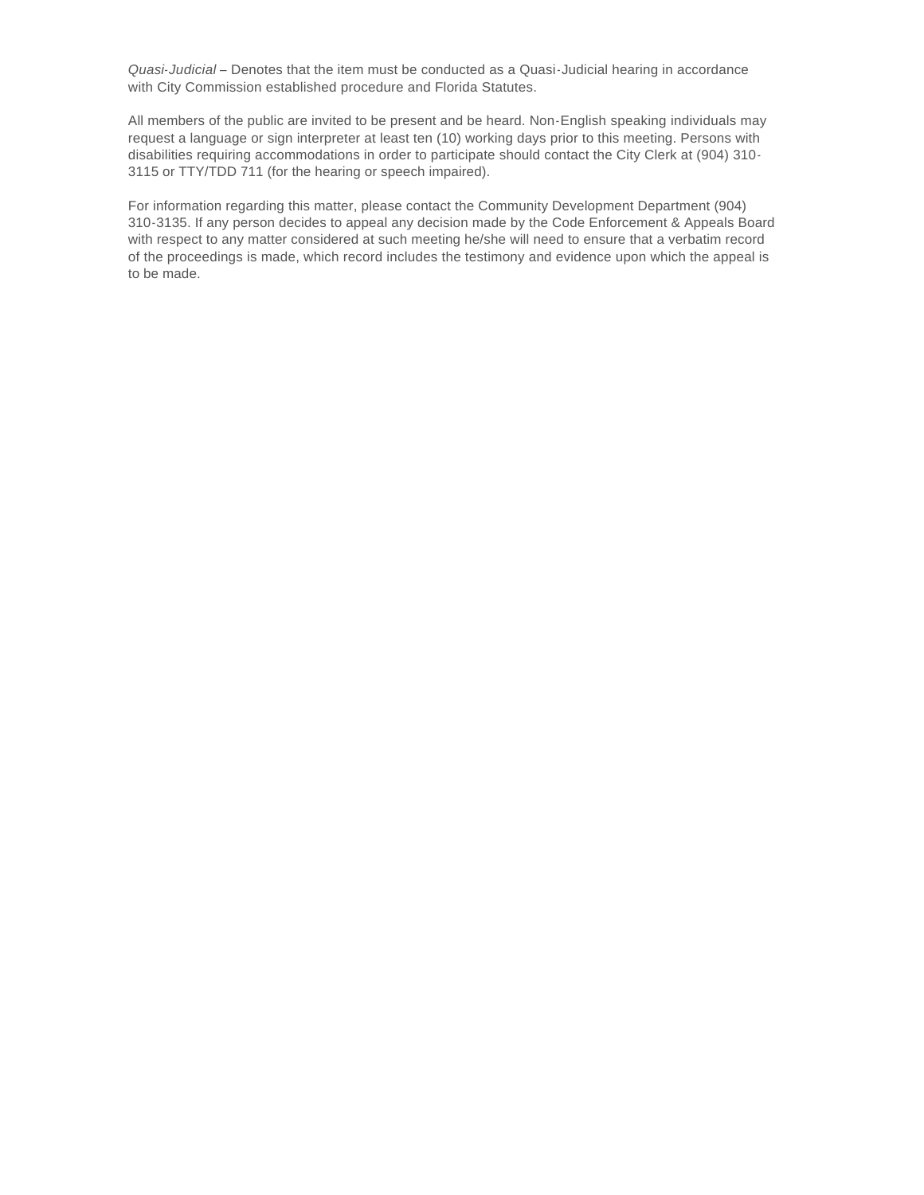*Quasi-Judicial* – Denotes that the item must be conducted as a Quasi-Judicial hearing in accordance with City Commission established procedure and Florida Statutes.

All members of the public are invited to be present and be heard. Non-English speaking individuals may request a language or sign interpreter at least ten (10) working days prior to this meeting. Persons with disabilities requiring accommodations in order to participate should contact the City Clerk at (904) 310-3115 or TTY/TDD 711 (for the hearing or speech impaired).

For information regarding this matter, please contact the Community Development Department (904) 310-3135. If any person decides to appeal any decision made by the Code Enforcement & Appeals Board with respect to any matter considered at such meeting he/she will need to ensure that a verbatim record of the proceedings is made, which record includes the testimony and evidence upon which the appeal is to be made.